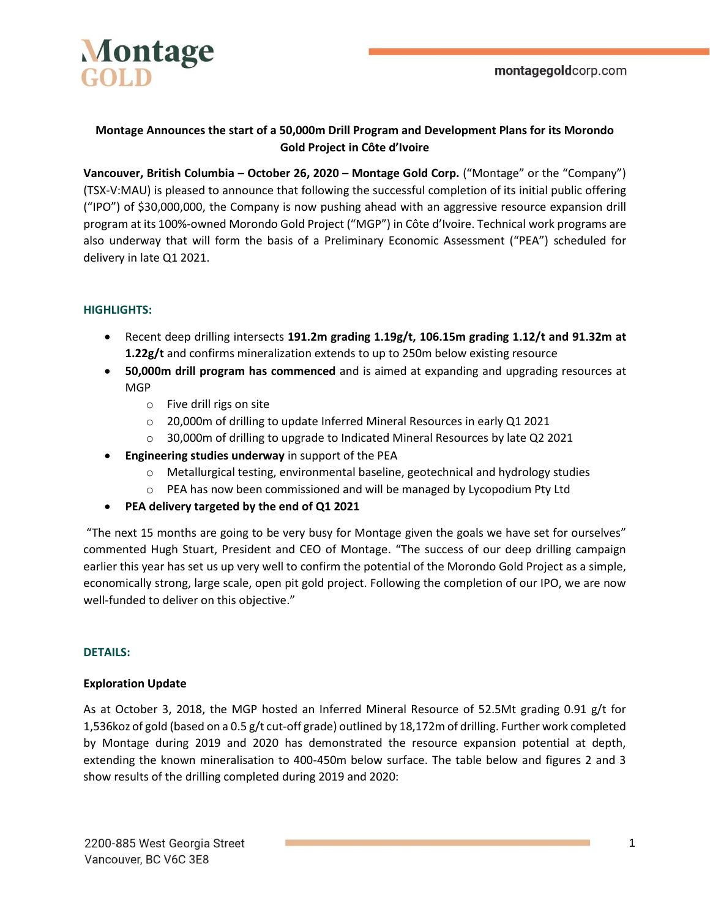# Montage Announces the start of a 50,000m Drill Program and Development Plans for its Morondo Gold Project in Côte d'Ivoire

**Vancouver, British Columbia – October 26, 2020 – Montage Gold Corp.** ("Montage" or the "Company") (TSX-V:MAU) is pleased to announce that following the successful completion of its initial public offering ("IPO") of $30,000,000, the Company is now pushing ahead with an aggressive resource expansion drill program at its 100%-owned Morondo Gold Project ("MGP") in Côte d'Ivoire. Technical work programs are also underway that will form the basis of a Preliminary Economic Assessment ("PEA") scheduled for delivery in late Q1 2021.

## HIGHLIGHTS:

- Recent deep drilling intersects **191.2m grading 1.19g/t, 106.15m grading 1.12/t and 91.32m at 1.22g/t** and confirms mineralization extends to up to 250m below existing resource
- **50,000m drill program has commenced** and is aimed at expanding and upgrading resources at MGP
  - Five drill rigs on site
  - 20,000m of drilling to update Inferred Mineral Resources in early Q1 2021
  - 30,000m of drilling to upgrade to Indicated Mineral Resources by late Q2 2021
- **Engineering studies underway** in support of the PEA
  - Metallurgical testing, environmental baseline, geotechnical and hydrology studies
  - PEA has now been commissioned and will be managed by Lycopodium Pty Ltd
- **PEA delivery targeted by the end of Q1 2021**

"The next 15 months are going to be very busy for Montage given the goals we have set for ourselves" commented Hugh Stuart, President and CEO of Montage. "The success of our deep drilling campaign earlier this year has set us up very well to confirm the potential of the Morondo Gold Project as a simple, economically strong, large scale, open pit gold project. Following the completion of our IPO, we are now well-funded to deliver on this objective."

## DETAILS:

### Exploration Update

As at October 3, 2018, the MGP hosted an Inferred Mineral Resource of 52.5Mt grading 0.91 g/t for 1,536koz of gold (based on a 0.5 g/t cut-off grade) outlined by 18,172m of drilling. Further work completed by Montage during 2019 and 2020 has demonstrated the resource expansion potential at depth, extending the known mineralisation to 400-450m below surface. The table below and figures 2 and 3 show results of the drilling completed during 2019 and 2020: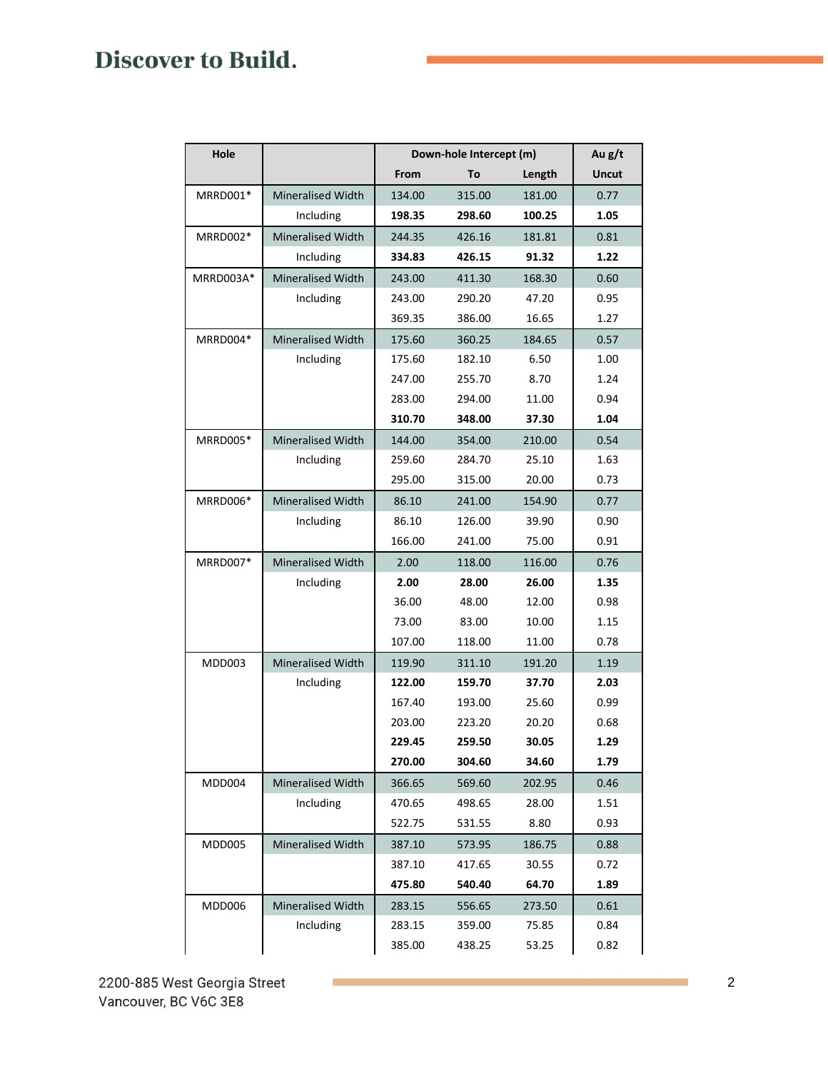| Hole | | Down-hole Intercept (m) | | | Au g/t |
|---|---|---|---|---|---|
| | | From | To | Length | Uncut |
| MRRD001* | Mineralised Width | 134.00 | 315.00 | 181.00 | 0.77 |
| | Including | **198.35** | **298.60** | **100.25** | **1.05** |
| MRRD002* | Mineralised Width | 244.35 | 426.16 | 181.81 | 0.81 |
| | Including | **334.83** | **426.15** | **91.32** | **1.22** |
| MRRD003A* | Mineralised Width | 243.00 | 411.30 | 168.30 | 0.60 |
| | Including | 243.00 | 290.20 | 47.20 | 0.95 |
| | | 369.35 | 386.00 | 16.65 | 1.27 |
| MRRD004* | Mineralised Width | 175.60 | 360.25 | 184.65 | 0.57 |
| | Including | 175.60 | 182.10 | 6.50 | 1.00 |
| | | 247.00 | 255.70 | 8.70 | 1.24 |
| | | 283.00 | 294.00 | 11.00 | 0.94 |
| | | **310.70** | **348.00** | **37.30** | **1.04** |
| MRRD005* | Mineralised Width | 144.00 | 354.00 | 210.00 | 0.54 |
| | Including | 259.60 | 284.70 | 25.10 | 1.63 |
| | | 295.00 | 315.00 | 20.00 | 0.73 |
| MRRD006* | Mineralised Width | 86.10 | 241.00 | 154.90 | 0.77 |
| | Including | 86.10 | 126.00 | 39.90 | 0.90 |
| | | 166.00 | 241.00 | 75.00 | 0.91 |
| MRRD007* | Mineralised Width | 2.00 | 118.00 | 116.00 | 0.76 |
| | Including | **2.00** | **28.00** | **26.00** | **1.35** |
| | | 36.00 | 48.00 | 12.00 | 0.98 |
| | | 73.00 | 83.00 | 10.00 | 1.15 |
| | | 107.00 | 118.00 | 11.00 | 0.78 |
| MDD003 | Mineralised Width | 119.90 | 311.10 | 191.20 | 1.19 |
| | Including | **122.00** | **159.70** | **37.70** | **2.03** |
| | | 167.40 | 193.00 | 25.60 | 0.99 |
| | | 203.00 | 223.20 | 20.20 | 0.68 |
| | | **229.45** | **259.50** | **30.05** | **1.29** |
| | | **270.00** | **304.60** | **34.60** | **1.79** |
| MDD004 | Mineralised Width | 366.65 | 569.60 | 202.95 | 0.46 |
| | Including | 470.65 | 498.65 | 28.00 | 1.51 |
| | | 522.75 | 531.55 | 8.80 | 0.93 |
| MDD005 | Mineralised Width | 387.10 | 573.95 | 186.75 | 0.88 |
| | | 387.10 | 417.65 | 30.55 | 0.72 |
| | | **475.80** | **540.40** | **64.70** | **1.89** |
| MDD006 | Mineralised Width | 283.15 | 556.65 | 273.50 | 0.61 |
| | Including | 283.15 | 359.00 | 75.85 | 0.84 |
| | | 385.00 | 438.25 | 53.25 | 0.82 |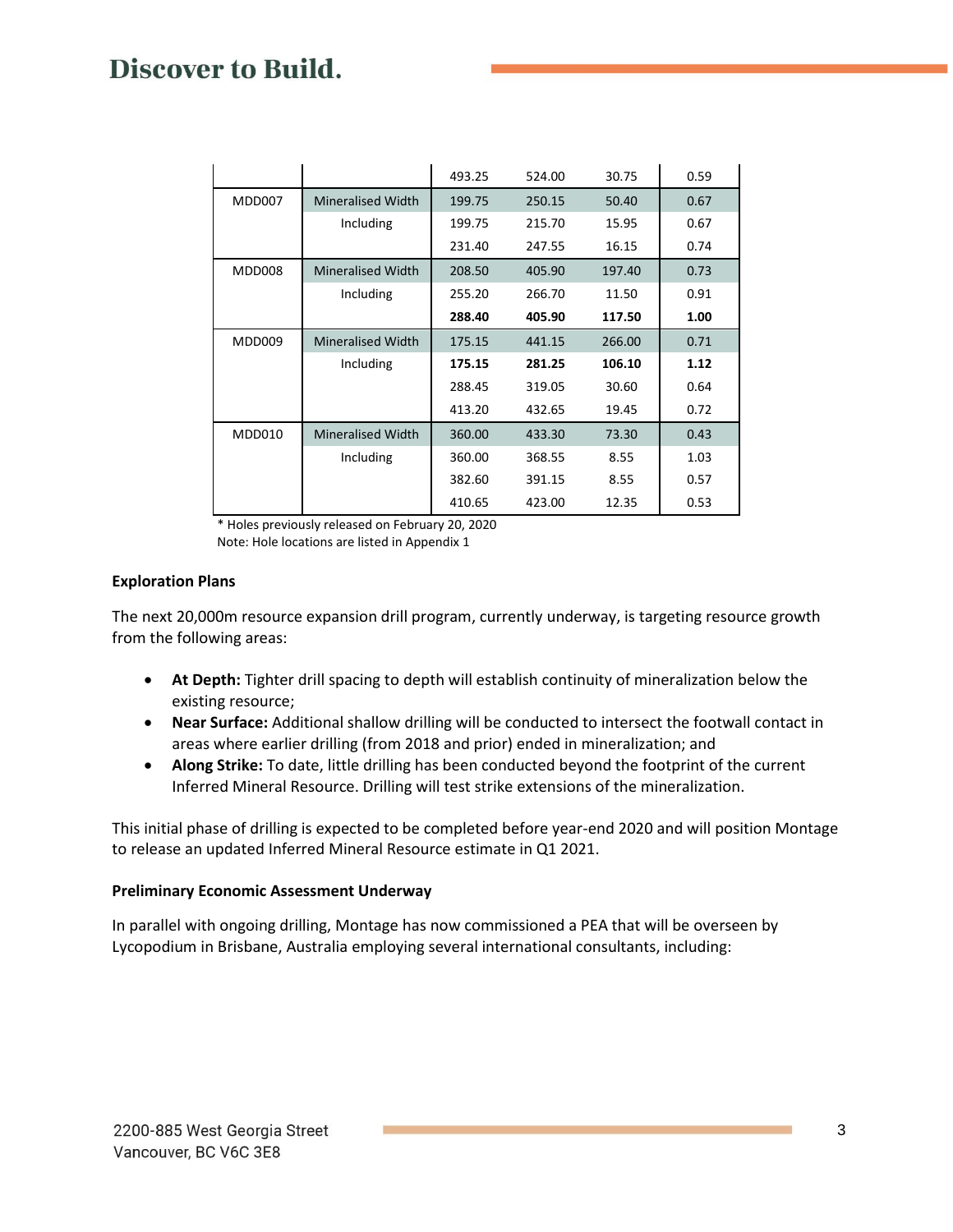| | | | | | |
|---|---|---|---|---|---|
| | | 493.25 | 524.00 | 30.75 | 0.59 |
| MDD007 | Mineralised Width | 199.75 | 250.15 | 50.40 | 0.67 |
| | Including | 199.75 | 215.70 | 15.95 | 0.67 |
| | | 231.40 | 247.55 | 16.15 | 0.74 |
| MDD008 | Mineralised Width | 208.50 | 405.90 | 197.40 | 0.73 |
| | Including | 255.20 | 266.70 | 11.50 | 0.91 |
| | | **288.40** | **405.90** | **117.50** | **1.00** |
| MDD009 | Mineralised Width | 175.15 | 441.15 | 266.00 | 0.71 |
| | Including | **175.15** | **281.25** | **106.10** | **1.12** |
| | | 288.45 | 319.05 | 30.60 | 0.64 |
| | | 413.20 | 432.65 | 19.45 | 0.72 |
| MDD010 | Mineralised Width | 360.00 | 433.30 | 73.30 | 0.43 |
| | Including | 360.00 | 368.55 | 8.55 | 1.03 |
| | | 382.60 | 391.15 | 8.55 | 0.57 |
| | | 410.65 | 423.00 | 12.35 | 0.53 |

* Holes previously released on February 20, 2020
Note: Hole locations are listed in Appendix 1

**Exploration Plans**

The next 20,000m resource expansion drill program, currently underway, is targeting resource growth from the following areas:

- **At Depth:** Tighter drill spacing to depth will establish continuity of mineralization below the existing resource;
- **Near Surface:** Additional shallow drilling will be conducted to intersect the footwall contact in areas where earlier drilling (from 2018 and prior) ended in mineralization; and
- **Along Strike:** To date, little drilling has been conducted beyond the footprint of the current Inferred Mineral Resource. Drilling will test strike extensions of the mineralization.

This initial phase of drilling is expected to be completed before year-end 2020 and will position Montage to release an updated Inferred Mineral Resource estimate in Q1 2021.

**Preliminary Economic Assessment Underway**

In parallel with ongoing drilling, Montage has now commissioned a PEA that will be overseen by Lycopodium in Brisbane, Australia employing several international consultants, including: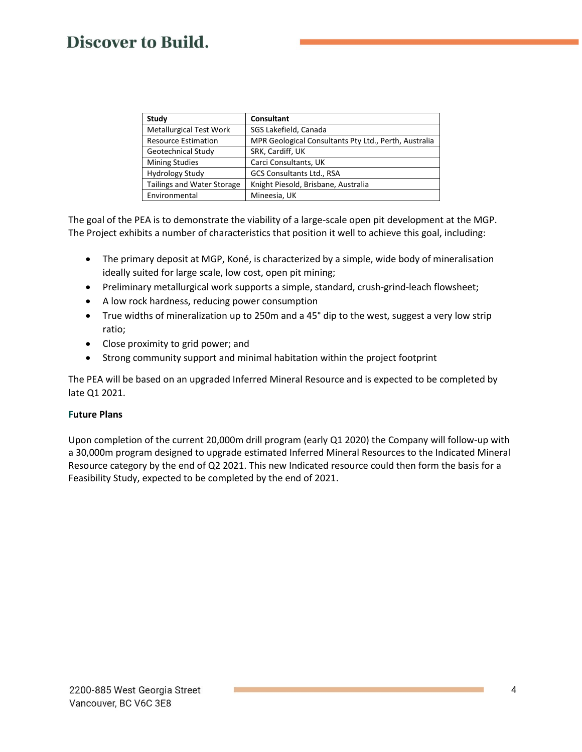| Study | Consultant |
|---|---|
| Metallurgical Test Work | SGS Lakefield, Canada |
| Resource Estimation | MPR Geological Consultants Pty Ltd., Perth, Australia |
| Geotechnical Study | SRK, Cardiff, UK |
| Mining Studies | Carci Consultants, UK |
| Hydrology Study | GCS Consultants Ltd., RSA |
| Tailings and Water Storage | Knight Piesold, Brisbane, Australia |
| Environmental | Mineesia, UK |

The goal of the PEA is to demonstrate the viability of a large-scale open pit development at the MGP. The Project exhibits a number of characteristics that position it well to achieve this goal, including:

- The primary deposit at MGP, Koné, is characterized by a simple, wide body of mineralisation ideally suited for large scale, low cost, open pit mining;
- Preliminary metallurgical work supports a simple, standard, crush-grind-leach flowsheet;
- A low rock hardness, reducing power consumption
- True widths of mineralization up to 250m and a 45° dip to the west, suggest a very low strip ratio;
- Close proximity to grid power; and
- Strong community support and minimal habitation within the project footprint

The PEA will be based on an upgraded Inferred Mineral Resource and is expected to be completed by late Q1 2021.

**Future Plans**

Upon completion of the current 20,000m drill program (early Q1 2020) the Company will follow-up with a 30,000m program designed to upgrade estimated Inferred Mineral Resources to the Indicated Mineral Resource category by the end of Q2 2021. This new Indicated resource could then form the basis for a Feasibility Study, expected to be completed by the end of 2021.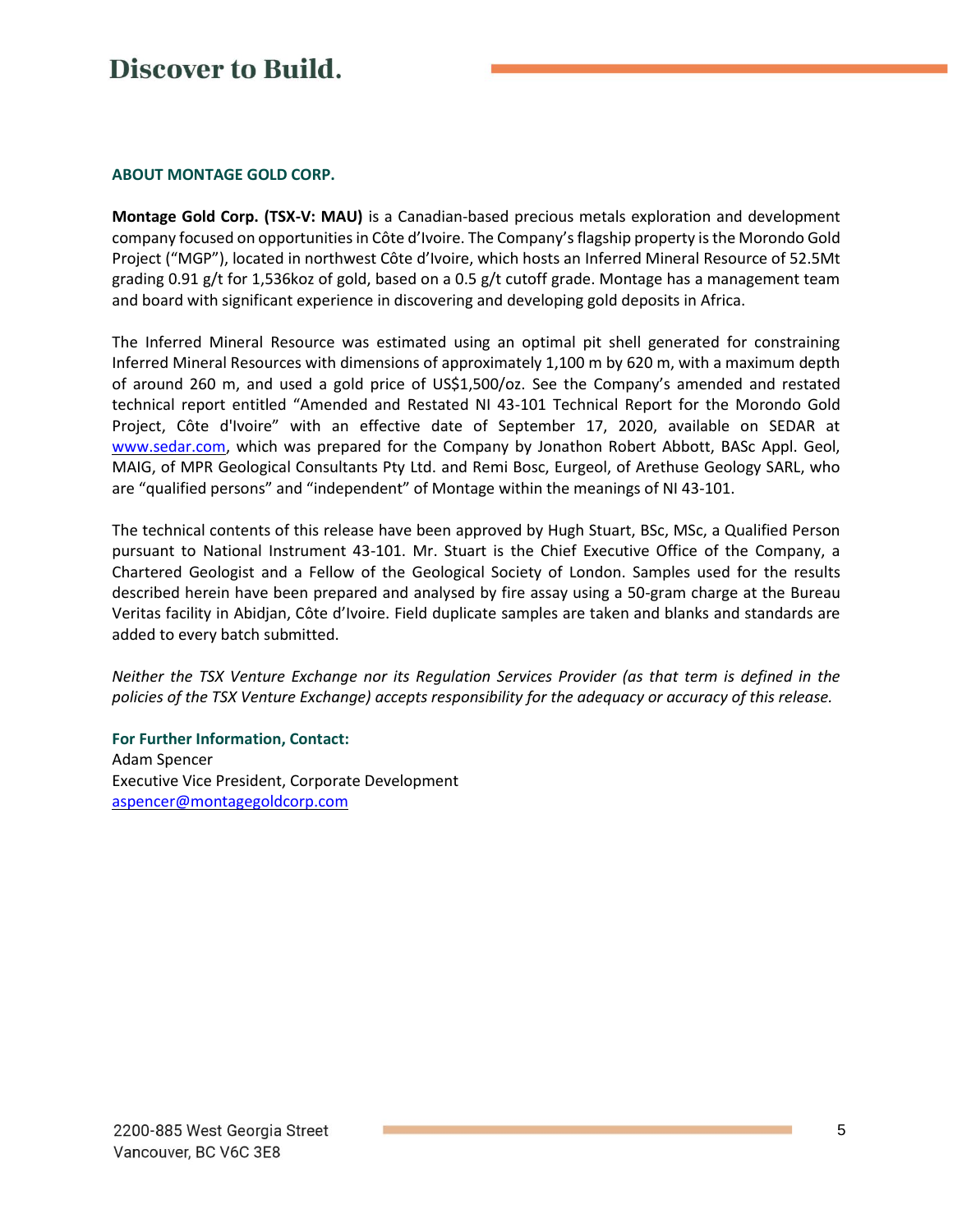### ABOUT MONTAGE GOLD CORP.

**Montage Gold Corp. (TSX-V: MAU)** is a Canadian-based precious metals exploration and development company focused on opportunities in Côte d'Ivoire. The Company's flagship property is the Morondo Gold Project ("MGP"), located in northwest Côte d'Ivoire, which hosts an Inferred Mineral Resource of 52.5Mt grading 0.91 g/t for 1,536koz of gold, based on a 0.5 g/t cutoff grade. Montage has a management team and board with significant experience in discovering and developing gold deposits in Africa.

The Inferred Mineral Resource was estimated using an optimal pit shell generated for constraining Inferred Mineral Resources with dimensions of approximately 1,100 m by 620 m, with a maximum depth of around 260 m, and used a gold price of US$1,500/oz. See the Company's amended and restated technical report entitled "Amended and Restated NI 43-101 Technical Report for the Morondo Gold Project, Côte d'Ivoire" with an effective date of September 17, 2020, available on SEDAR at www.sedar.com, which was prepared for the Company by Jonathon Robert Abbott, BASc Appl. Geol, MAIG, of MPR Geological Consultants Pty Ltd. and Remi Bosc, Eurgeol, of Arethuse Geology SARL, who are "qualified persons" and "independent" of Montage within the meanings of NI 43-101.

The technical contents of this release have been approved by Hugh Stuart, BSc, MSc, a Qualified Person pursuant to National Instrument 43-101. Mr. Stuart is the Chief Executive Office of the Company, a Chartered Geologist and a Fellow of the Geological Society of London. Samples used for the results described herein have been prepared and analysed by fire assay using a 50-gram charge at the Bureau Veritas facility in Abidjan, Côte d'Ivoire. Field duplicate samples are taken and blanks and standards are added to every batch submitted.

*Neither the TSX Venture Exchange nor its Regulation Services Provider (as that term is defined in the policies of the TSX Venture Exchange) accepts responsibility for the adequacy or accuracy of this release.*

**For Further Information, Contact:**
Adam Spencer
Executive Vice President, Corporate Development
aspencer@montagegoldcorp.com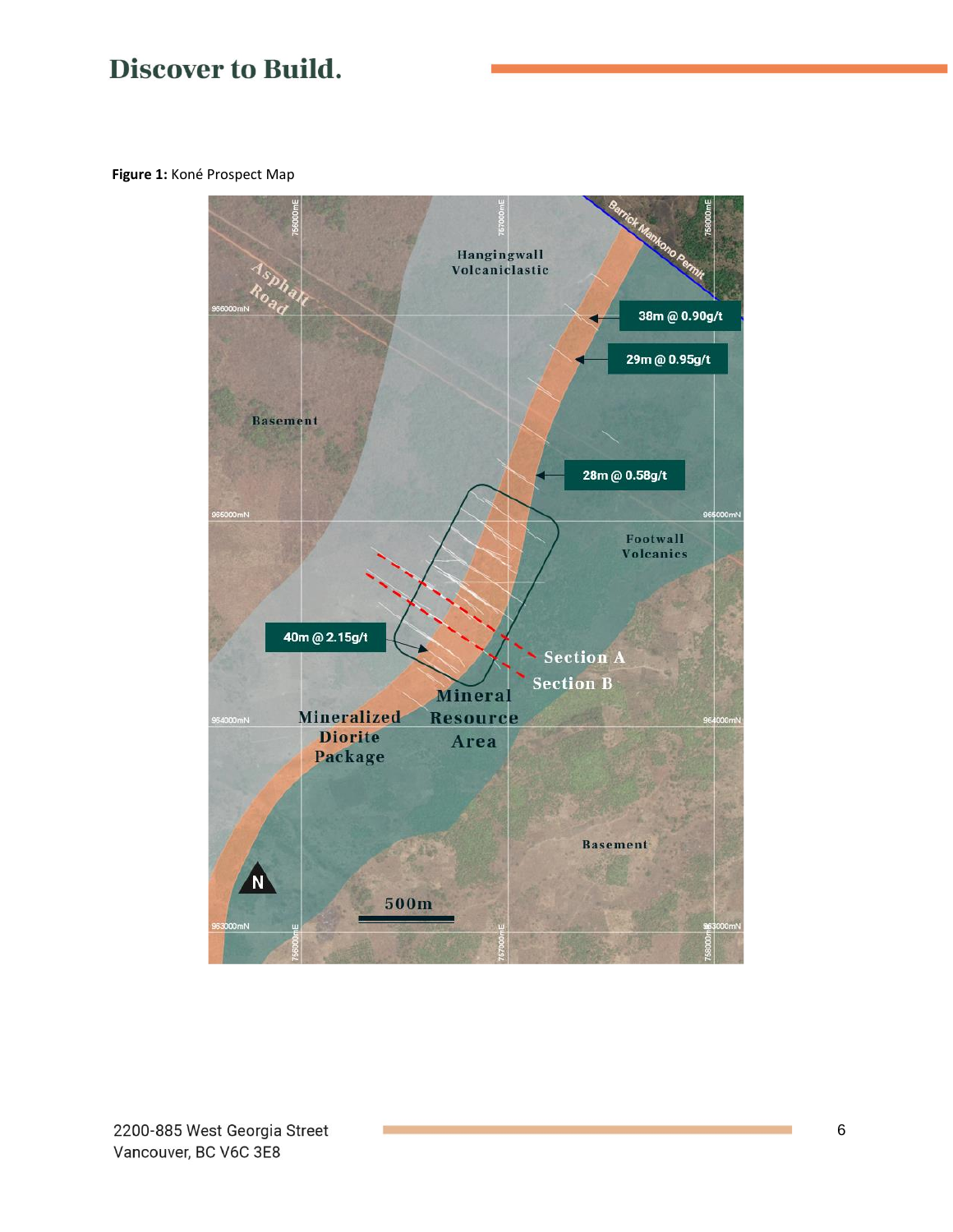**Figure 1:** Koné Prospect Map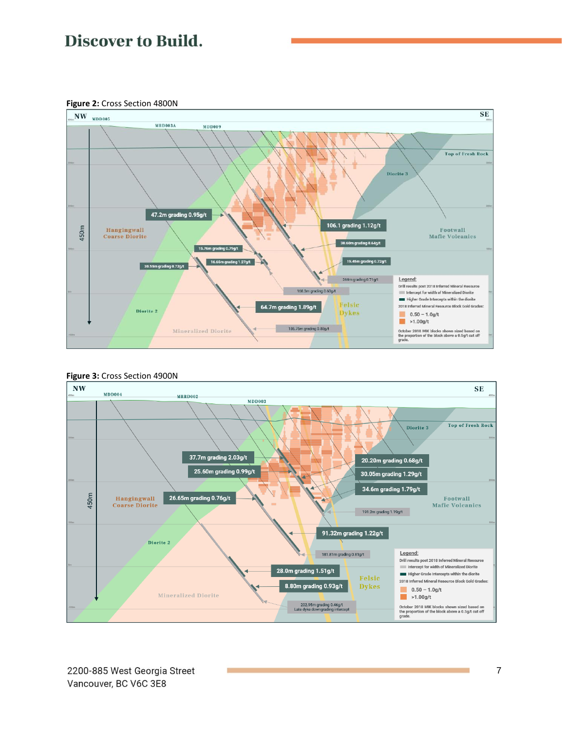**Figure 2:** Cross Section 4800N

**Figure 3:** Cross Section 4900N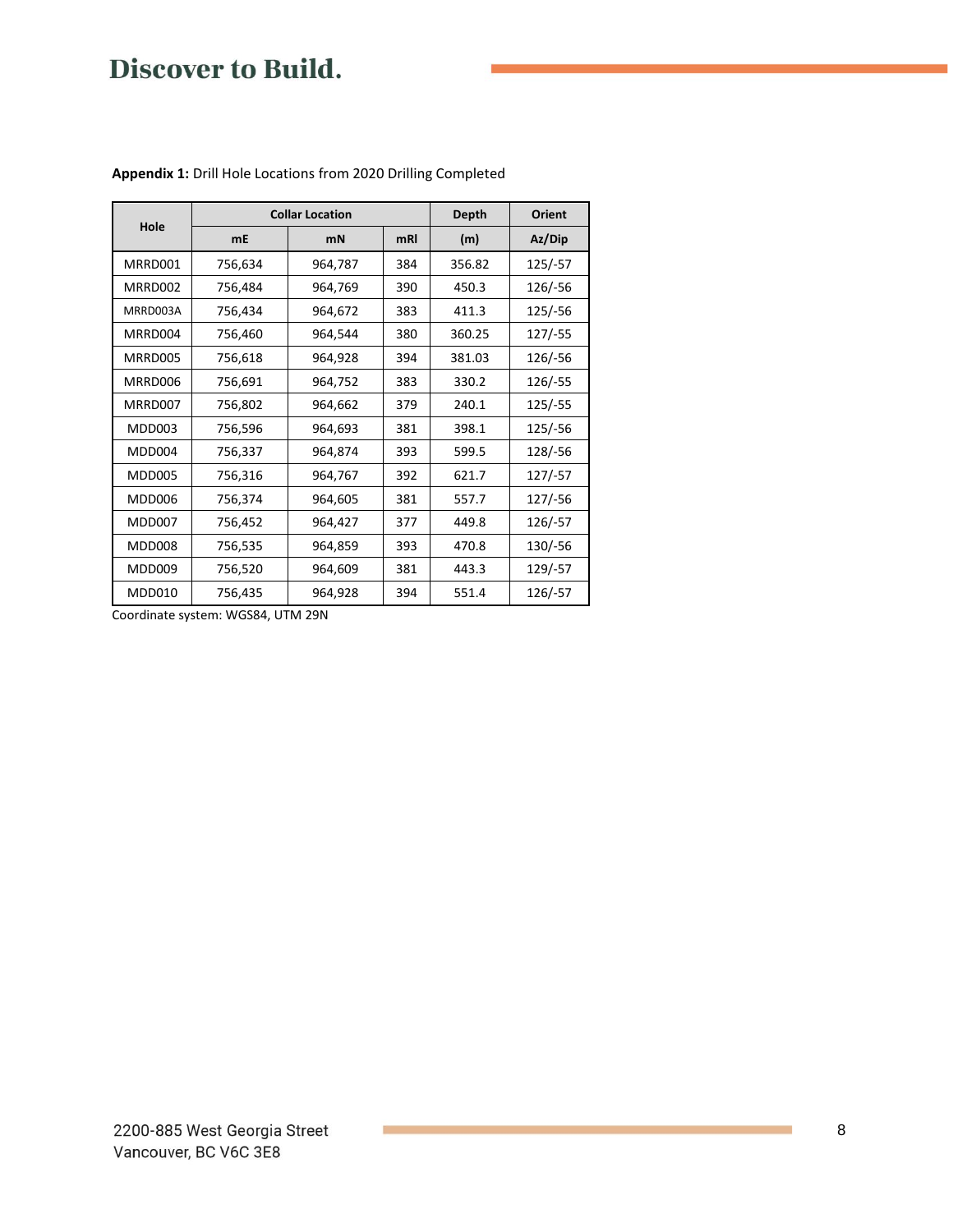**Appendix 1:** Drill Hole Locations from 2020 Drilling Completed

| Hole | Collar Location | | | Depth | Orient |
|---|---|---|---|---|---|
| | mE | mN | mRl | (m) | Az/Dip |
| MRRD001 | 756,634 | 964,787 | 384 | 356.82 | 125/-57 |
| MRRD002 | 756,484 | 964,769 | 390 | 450.3 | 126/-56 |
| MRRD003A | 756,434 | 964,672 | 383 | 411.3 | 125/-56 |
| MRRD004 | 756,460 | 964,544 | 380 | 360.25 | 127/-55 |
| MRRD005 | 756,618 | 964,928 | 394 | 381.03 | 126/-56 |
| MRRD006 | 756,691 | 964,752 | 383 | 330.2 | 126/-55 |
| MRRD007 | 756,802 | 964,662 | 379 | 240.1 | 125/-55 |
| MDD003 | 756,596 | 964,693 | 381 | 398.1 | 125/-56 |
| MDD004 | 756,337 | 964,874 | 393 | 599.5 | 128/-56 |
| MDD005 | 756,316 | 964,767 | 392 | 621.7 | 127/-57 |
| MDD006 | 756,374 | 964,605 | 381 | 557.7 | 127/-56 |
| MDD007 | 756,452 | 964,427 | 377 | 449.8 | 126/-57 |
| MDD008 | 756,535 | 964,859 | 393 | 470.8 | 130/-56 |
| MDD009 | 756,520 | 964,609 | 381 | 443.3 | 129/-57 |
| MDD010 | 756,435 | 964,928 | 394 | 551.4 | 126/-57 |

Coordinate system: WGS84, UTM 29N